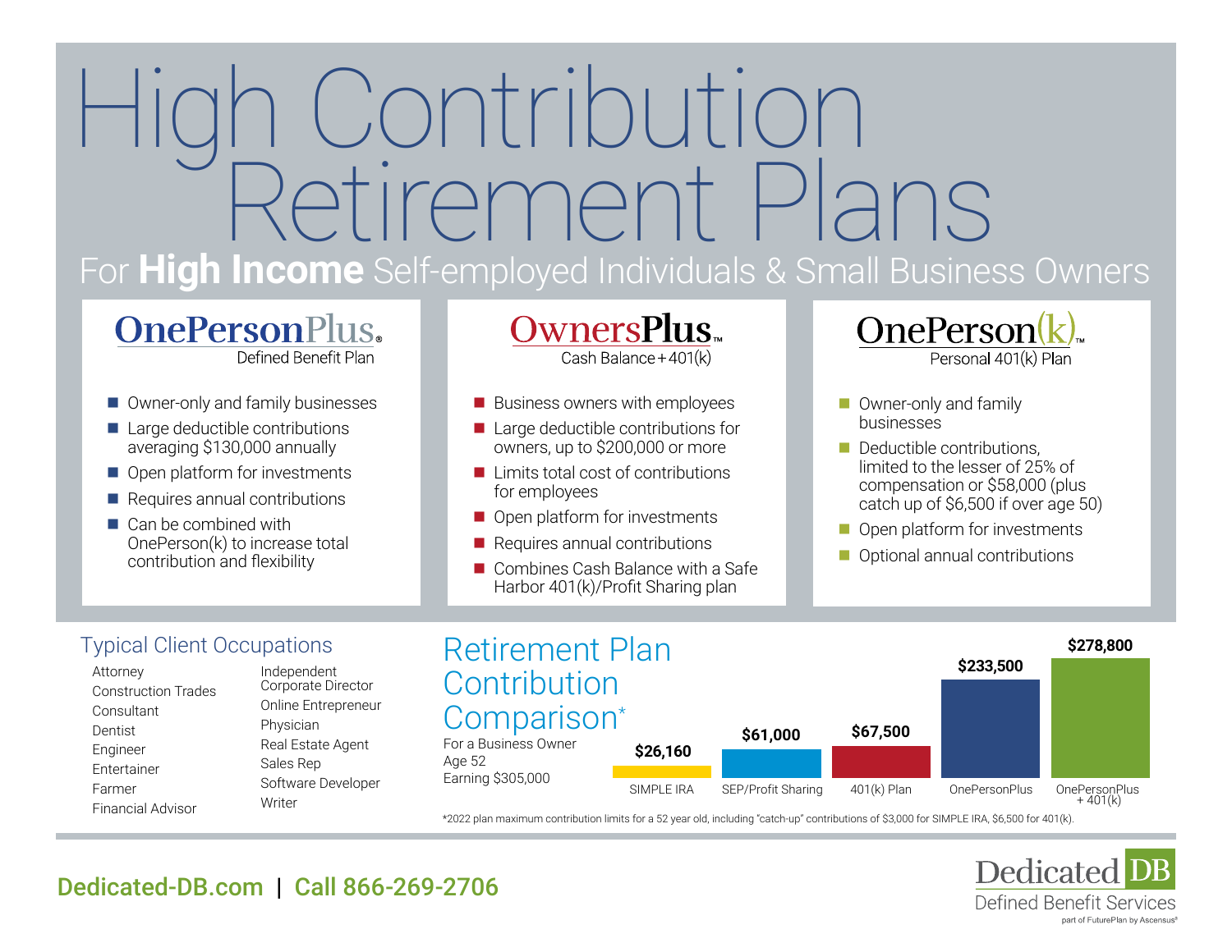# High Contribution Retirement Plans

## For **High Income** Self-employed Individuals & Small Business Owners

### OnePersonPlus®
Defined Benefit Plan

- Owner-only and family businesses
- Large deductible contributions averaging $130,000 annually
- Open platform for investments
- Requires annual contributions
- Can be combined with OnePerson(k) to increase total contribution and flexibility

### OwnersPlus™
Cash Balance + 401(k)

- Business owners with employees
- Large deductible contributions for owners, up to $200,000 or more
- Limits total cost of contributions for employees
- Open platform for investments
- Requires annual contributions
- Combines Cash Balance with a Safe Harbor 401(k)/Profit Sharing plan

### OnePerson(k)™
Personal 401(k) Plan

- Owner-only and family businesses
- Deductible contributions, limited to the lesser of 25% of compensation or $58,000 (plus catch up of $6,500 if over age 50)
- Open platform for investments
- Optional annual contributions

## Typical Client Occupations

- Attorney
- Construction Trades
- Consultant
- Dentist
- Engineer
- Entertainer
- Farmer
- Financial Advisor
- Independent Corporate Director
- Online Entrepreneur
- Physician
- Real Estate Agent
- Sales Rep
- Software Developer
- Writer

## Retirement Plan Contribution Comparison*

For a Business Owner
Age 52
Earning $305,000

| Plan | Contribution |
|---|---|
| SIMPLE IRA | $26,160 |
| SEP/Profit Sharing | $61,000 |
| 401(k) Plan | $67,500 |
| OnePersonPlus | $233,500 |
| OnePersonPlus + 401(k) | $278,800 |

*2022 plan maximum contribution limits for a 52 year old, including "catch-up" contributions of $3,000 for SIMPLE IRA, $6,500 for 401(k).

**Dedicated-DB.com | Call 866-269-2706**

Dedicated DB
Defined Benefit Services
part of FuturePlan by Ascensus®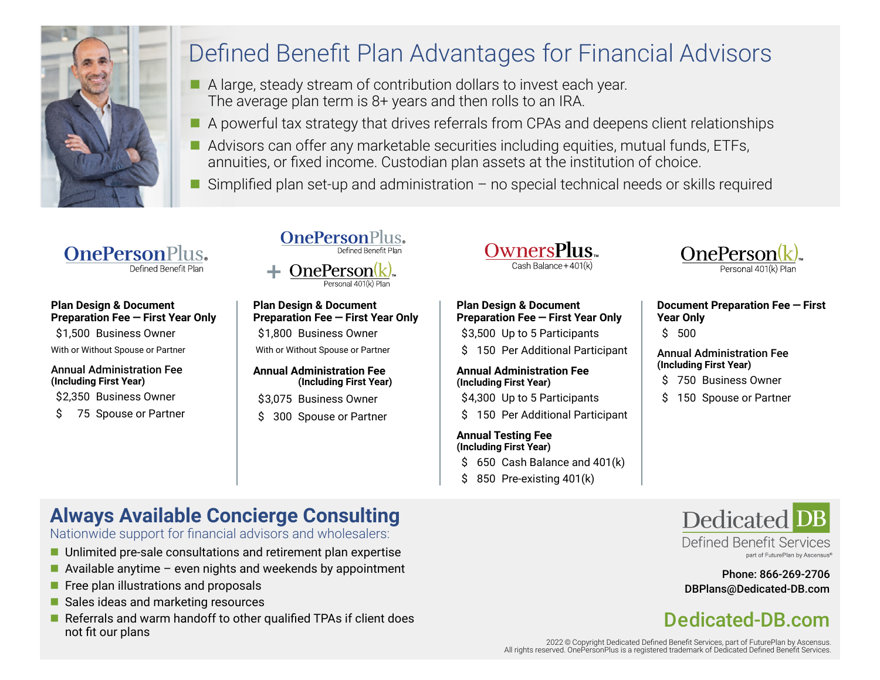# Defined Benefit Plan Advantages for Financial Advisors

- A large, steady stream of contribution dollars to invest each year. The average plan term is 8+ years and then rolls to an IRA.
- A powerful tax strategy that drives referrals from CPAs and deepens client relationships
- Advisors can offer any marketable securities including equities, mutual funds, ETFs, annuities, or fixed income. Custodian plan assets at the institution of choice.
- Simplified plan set-up and administration – no special technical needs or skills required

## OnePersonPlus® Defined Benefit Plan

**Plan Design & Document Preparation Fee — First Year Only**

$1,500 Business Owner

With or Without Spouse or Partner

**Annual Administration Fee (Including First Year)**

$2,350 Business Owner

$ 75 Spouse or Partner

## OnePersonPlus® Defined Benefit Plan + OnePerson(k)™ Personal 401(k) Plan

**Plan Design & Document Preparation Fee — First Year Only**

$1,800 Business Owner

With or Without Spouse or Partner

**Annual Administration Fee (Including First Year)**

$3,075 Business Owner

$ 300 Spouse or Partner

## OwnersPlus™ Cash Balance + 401(k)

**Plan Design & Document Preparation Fee — First Year Only**

$3,500 Up to 5 Participants

$ 150 Per Additional Participant

**Annual Administration Fee (Including First Year)**

$4,300 Up to 5 Participants

$ 150 Per Additional Participant

**Annual Testing Fee (Including First Year)**

$ 650 Cash Balance and 401(k)

$ 850 Pre-existing 401(k)

## OnePerson(k)™ Personal 401(k) Plan

**Document Preparation Fee — First Year Only**

$ 500

**Annual Administration Fee (Including First Year)**

$ 750 Business Owner

$ 150 Spouse or Partner

## Always Available Concierge Consulting

Nationwide support for financial advisors and wholesalers:

- Unlimited pre-sale consultations and retirement plan expertise
- Available anytime – even nights and weekends by appointment
- Free plan illustrations and proposals
- Sales ideas and marketing resources
- Referrals and warm handoff to other qualified TPAs if client does not fit our plans

Dedicated DB
Defined Benefit Services
part of FuturePlan by Ascensus®

Phone: 866-269-2706
DBPlans@Dedicated-DB.com

**Dedicated-DB.com**

2022 © Copyright Dedicated Defined Benefit Services, part of FuturePlan by Ascensus. All rights reserved. OnePersonPlus is a registered trademark of Dedicated Defined Benefit Services.